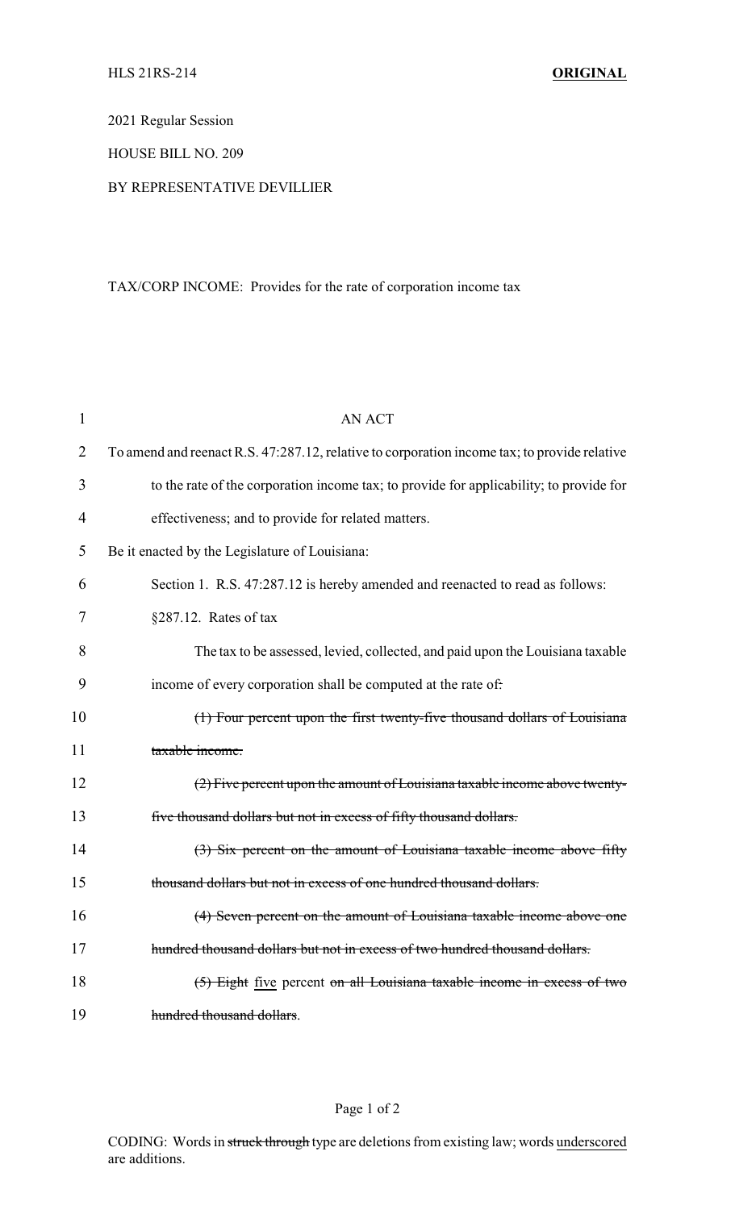HLS 21RS-214 **ORIGINAL**

2021 Regular Session

HOUSE BILL NO. 209

BY REPRESENTATIVE DEVILLIER

TAX/CORP INCOME: Provides for the rate of corporation income tax

1 AN ACT

2 To amend and reenact R.S. 47:287.12, relative to corporation income tax; to provide relative

3 to the rate of the corporation income tax; to provide for applicability; to provide for

4 effectiveness; and to provide for related matters.

5 Be it enacted by the Legislature of Louisiana:

6 Section 1. R.S. 47:287.12 is hereby amended and reenacted to read as follows:

7 §287.12. Rates of tax

8 The tax to be assessed, levied, collected, and paid upon the Louisiana taxable

9 income of every corporation shall be computed at the rate of~~:~~

10 ~~(1) Four percent upon the first twenty-five thousand dollars of Louisiana~~

11 ~~taxable income.~~

12 ~~(2) Five percent upon the amount of Louisiana taxable income above twenty-~~

13 ~~five thousand dollars but not in excess of fifty thousand dollars.~~

14 ~~(3) Six percent on the amount of Louisiana taxable income above fifty~~

15 ~~thousand dollars but not in excess of one hundred thousand dollars.~~

16 ~~(4) Seven percent on the amount of Louisiana taxable income above one~~

17 ~~hundred thousand dollars but not in excess of two hundred thousand dollars.~~

18 ~~(5) Eight~~ <u>five</u> percent ~~on all Louisiana taxable income in excess of two~~

19 ~~hundred thousand dollars~~.

CODING: Words in ~~struck through~~ type are deletions from existing law; words <u>underscored</u> are additions.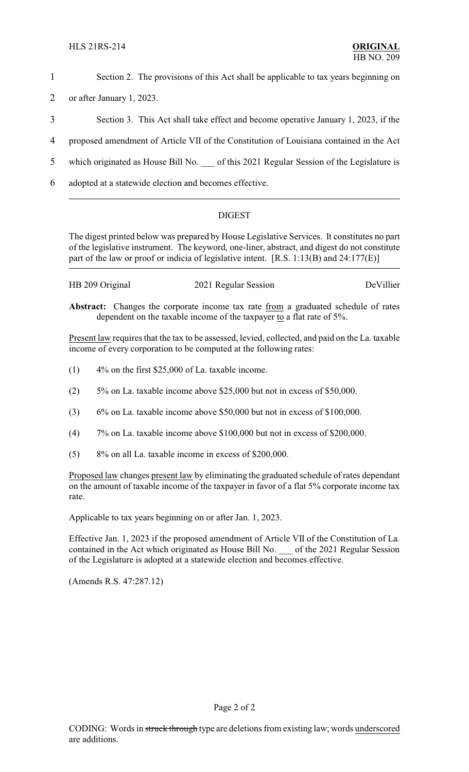Section 2. The provisions of this Act shall be applicable to tax years beginning on or after January 1, 2023.

Section 3. This Act shall take effect and become operative January 1, 2023, if the proposed amendment of Article VII of the Constitution of Louisiana contained in the Act which originated as House Bill No. ___ of this 2021 Regular Session of the Legislature is adopted at a statewide election and becomes effective.

## DIGEST

The digest printed below was prepared by House Legislative Services. It constitutes no part of the legislative instrument. The keyword, one-liner, abstract, and digest do not constitute part of the law or proof or indicia of legislative intent. [R.S. 1:13(B) and 24:177(E)]

HB 209 Original 2021 Regular Session DeVillier

**Abstract:** Changes the corporate income tax rate from a graduated schedule of rates dependent on the taxable income of the taxpayer to a flat rate of 5%.

Present law requires that the tax to be assessed, levied, collected, and paid on the La. taxable income of every corporation to be computed at the following rates:

(1) 4% on the first $25,000 of La. taxable income.

(2) 5% on La. taxable income above $25,000 but not in excess of $50,000.

(3) 6% on La. taxable income above $50,000 but not in excess of $100,000.

(4) 7% on La. taxable income above $100,000 but not in excess of $200,000.

(5) 8% on all La. taxable income in excess of $200,000.

Proposed law changes present law by eliminating the graduated schedule of rates dependant on the amount of taxable income of the taxpayer in favor of a flat 5% corporate income tax rate.

Applicable to tax years beginning on or after Jan. 1, 2023.

Effective Jan. 1, 2023 if the proposed amendment of Article VII of the Constitution of La. contained in the Act which originated as House Bill No. ___ of the 2021 Regular Session of the Legislature is adopted at a statewide election and becomes effective.

(Amends R.S. 47:287.12)

CODING: Words in struck through type are deletions from existing law; words underscored are additions.